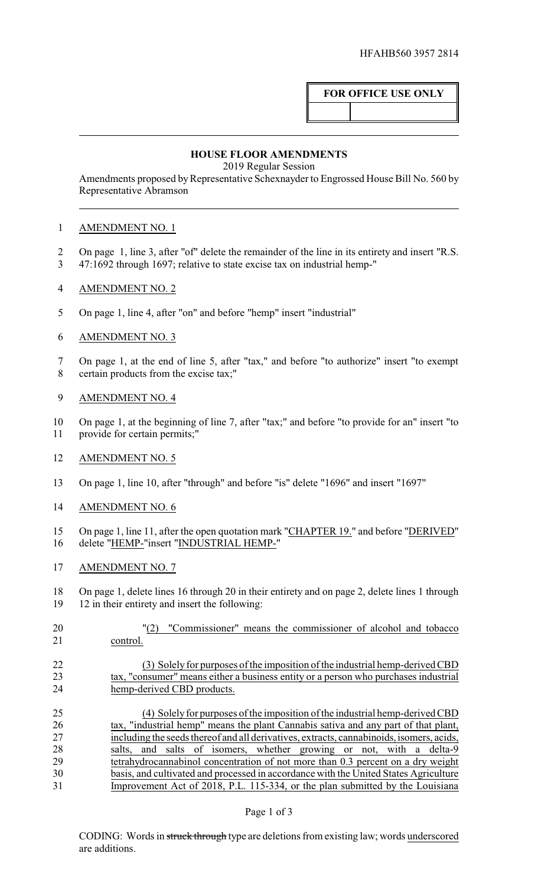HFAHB560 3957 2814

| FOR OFFICE USE ONLY | |
|---|---|
| | |

## HOUSE FLOOR AMENDMENTS

2019 Regular Session

Amendments proposed by Representative Schexnayder to Engrossed House Bill No. 560 by Representative Abramson

1 AMENDMENT NO. 1

2 On page 1, line 3, after "of" delete the remainder of the line in its entirety and insert "R.S.
3 47:1692 through 1697; relative to state excise tax on industrial hemp-"

4 AMENDMENT NO. 2

5 On page 1, line 4, after "on" and before "hemp" insert "industrial"

6 AMENDMENT NO. 3

7 On page 1, at the end of line 5, after "tax," and before "to authorize" insert "to exempt
8 certain products from the excise tax;"

9 AMENDMENT NO. 4

10 On page 1, at the beginning of line 7, after "tax;" and before "to provide for an" insert "to
11 provide for certain permits;"

12 AMENDMENT NO. 5

13 On page 1, line 10, after "through" and before "is" delete "1696" and insert "1697"

14 AMENDMENT NO. 6

15 On page 1, line 11, after the open quotation mark "CHAPTER 19." and before "DERIVED"
16 delete "HEMP-"insert "INDUSTRIAL HEMP-"

17 AMENDMENT NO. 7

18 On page 1, delete lines 16 through 20 in their entirety and on page 2, delete lines 1 through
19 12 in their entirety and insert the following:

20 "(2) "Commissioner" means the commissioner of alcohol and tobacco
21 control.

22 (3) Solely for purposes of the imposition of the industrial hemp-derived CBD
23 tax, "consumer" means either a business entity or a person who purchases industrial
24 hemp-derived CBD products.

25 (4) Solely for purposes of the imposition of the industrial hemp-derived CBD
26 tax, "industrial hemp" means the plant Cannabis sativa and any part of that plant,
27 including the seeds thereof and all derivatives, extracts, cannabinoids, isomers, acids,
28 salts, and salts of isomers, whether growing or not, with a delta-9
29 tetrahydrocannabinol concentration of not more than 0.3 percent on a dry weight
30 basis, and cultivated and processed in accordance with the United States Agriculture
31 Improvement Act of 2018, P.L. 115-334, or the plan submitted by the Louisiana

CODING: Words in ~~struck through~~ type are deletions from existing law; words underscored are additions.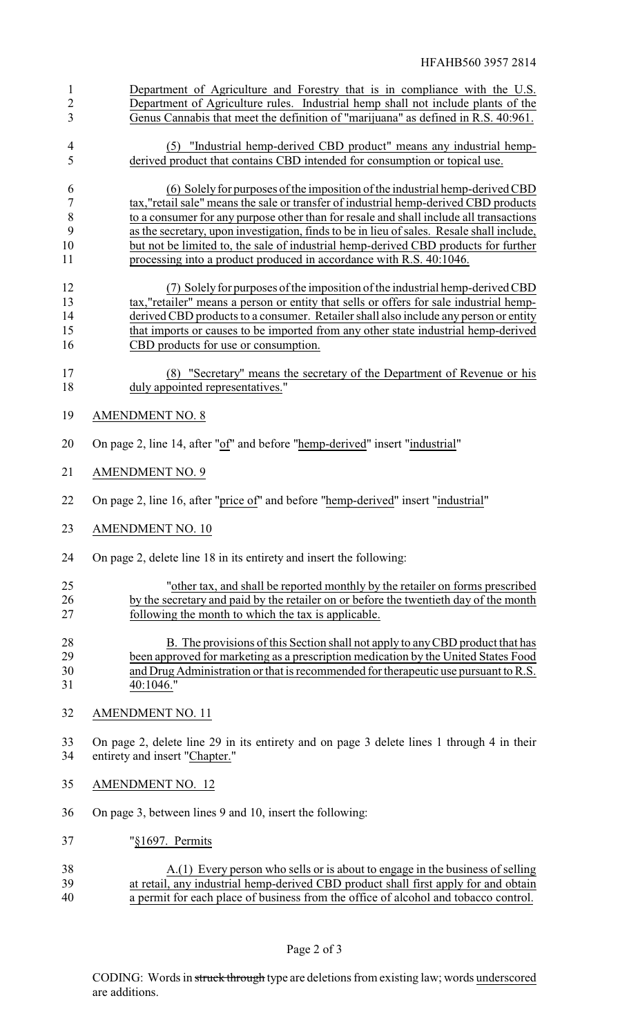Department of Agriculture and Forestry that is in compliance with the U.S. Department of Agriculture rules. Industrial hemp shall not include plants of the Genus Cannabis that meet the definition of "marijuana" as defined in R.S. 40:961.

(5) "Industrial hemp-derived CBD product" means any industrial hemp-derived product that contains CBD intended for consumption or topical use.

(6) Solely for purposes of the imposition of the industrial hemp-derived CBD tax,"retail sale" means the sale or transfer of industrial hemp-derived CBD products to a consumer for any purpose other than for resale and shall include all transactions as the secretary, upon investigation, finds to be in lieu of sales. Resale shall include, but not be limited to, the sale of industrial hemp-derived CBD products for further processing into a product produced in accordance with R.S. 40:1046.

(7) Solely for purposes of the imposition of the industrial hemp-derived CBD tax,"retailer" means a person or entity that sells or offers for sale industrial hemp-derived CBD products to a consumer. Retailer shall also include any person or entity that imports or causes to be imported from any other state industrial hemp-derived CBD products for use or consumption.

(8) "Secretary" means the secretary of the Department of Revenue or his duly appointed representatives."

AMENDMENT NO. 8

On page 2, line 14, after "of" and before "hemp-derived" insert "industrial"

AMENDMENT NO. 9

On page 2, line 16, after "price of" and before "hemp-derived" insert "industrial"

AMENDMENT NO. 10

On page 2, delete line 18 in its entirety and insert the following:

"other tax, and shall be reported monthly by the retailer on forms prescribed by the secretary and paid by the retailer on or before the twentieth day of the month following the month to which the tax is applicable.

B. The provisions of this Section shall not apply to any CBD product that has been approved for marketing as a prescription medication by the United States Food and Drug Administration or that is recommended for therapeutic use pursuant to R.S. 40:1046."

AMENDMENT NO. 11

On page 2, delete line 29 in its entirety and on page 3 delete lines 1 through 4 in their entirety and insert "Chapter."

AMENDMENT NO. 12

On page 3, between lines 9 and 10, insert the following:

"§1697. Permits

A.(1) Every person who sells or is about to engage in the business of selling at retail, any industrial hemp-derived CBD product shall first apply for and obtain a permit for each place of business from the office of alcohol and tobacco control.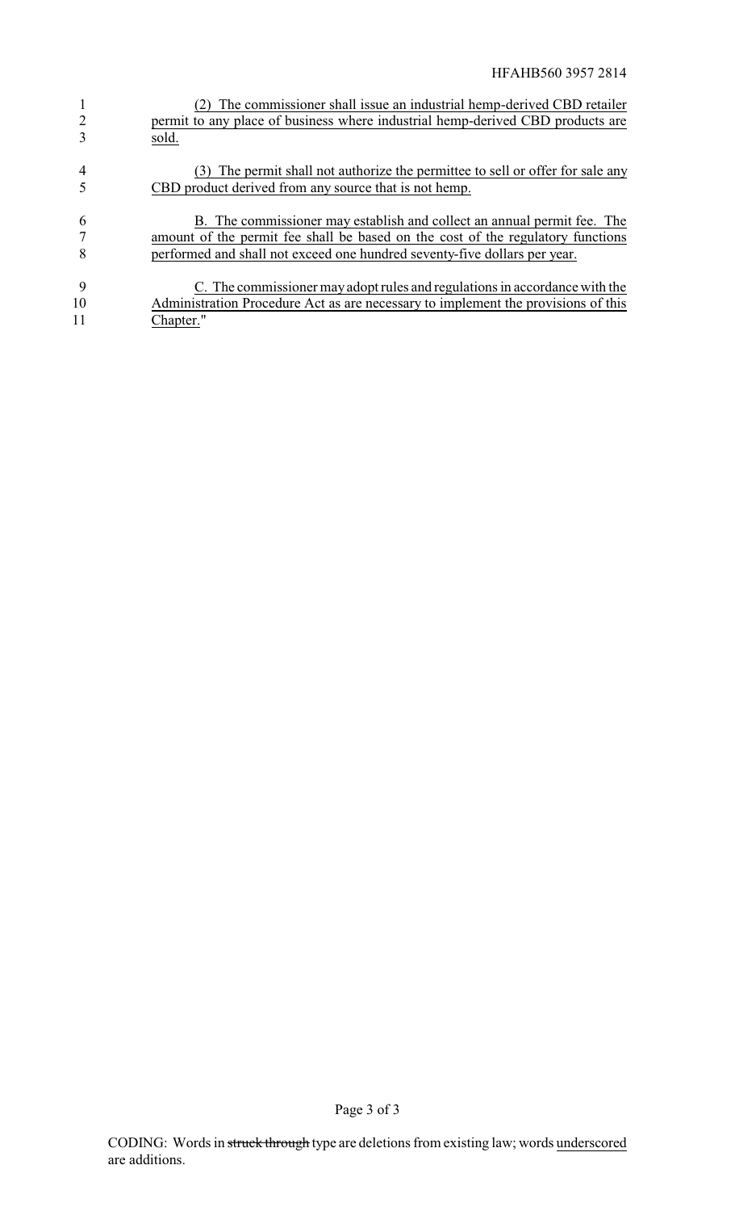(2) The commissioner shall issue an industrial hemp-derived CBD retailer permit to any place of business where industrial hemp-derived CBD products are sold.

(3) The permit shall not authorize the permittee to sell or offer for sale any CBD product derived from any source that is not hemp.

B. The commissioner may establish and collect an annual permit fee. The amount of the permit fee shall be based on the cost of the regulatory functions performed and shall not exceed one hundred seventy-five dollars per year.

C. The commissioner may adopt rules and regulations in accordance with the Administration Procedure Act as are necessary to implement the provisions of this Chapter."

CODING: Words in struck through type are deletions from existing law; words underscored are additions.